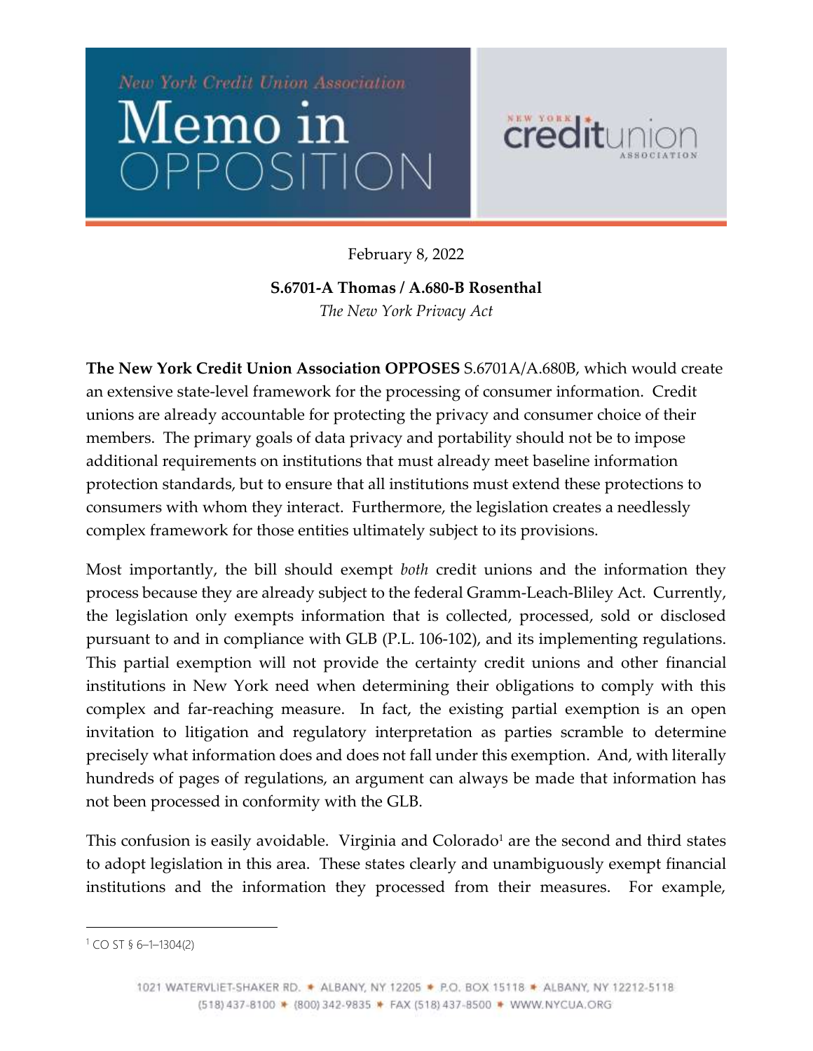New York Credit Union Association

# Memo in OPPOSITION

February 8, 2022

**S.6701-A Thomas / A.680-B Rosenthal**
*The New York Privacy Act*

**The New York Credit Union Association OPPOSES** S.6701A/A.680B, which would create an extensive state-level framework for the processing of consumer information. Credit unions are already accountable for protecting the privacy and consumer choice of their members. The primary goals of data privacy and portability should not be to impose additional requirements on institutions that must already meet baseline information protection standards, but to ensure that all institutions must extend these protections to consumers with whom they interact. Furthermore, the legislation creates a needlessly complex framework for those entities ultimately subject to its provisions.

Most importantly, the bill should exempt *both* credit unions and the information they process because they are already subject to the federal Gramm-Leach-Bliley Act. Currently, the legislation only exempts information that is collected, processed, sold or disclosed pursuant to and in compliance with GLB (P.L. 106-102), and its implementing regulations. This partial exemption will not provide the certainty credit unions and other financial institutions in New York need when determining their obligations to comply with this complex and far-reaching measure. In fact, the existing partial exemption is an open invitation to litigation and regulatory interpretation as parties scramble to determine precisely what information does and does not fall under this exemption. And, with literally hundreds of pages of regulations, an argument can always be made that information has not been processed in conformity with the GLB.

This confusion is easily avoidable. Virginia and Colorado[1] are the second and third states to adopt legislation in this area. These states clearly and unambiguously exempt financial institutions and the information they processed from their measures. For example,

[1] CO ST § 6–1–1304(2)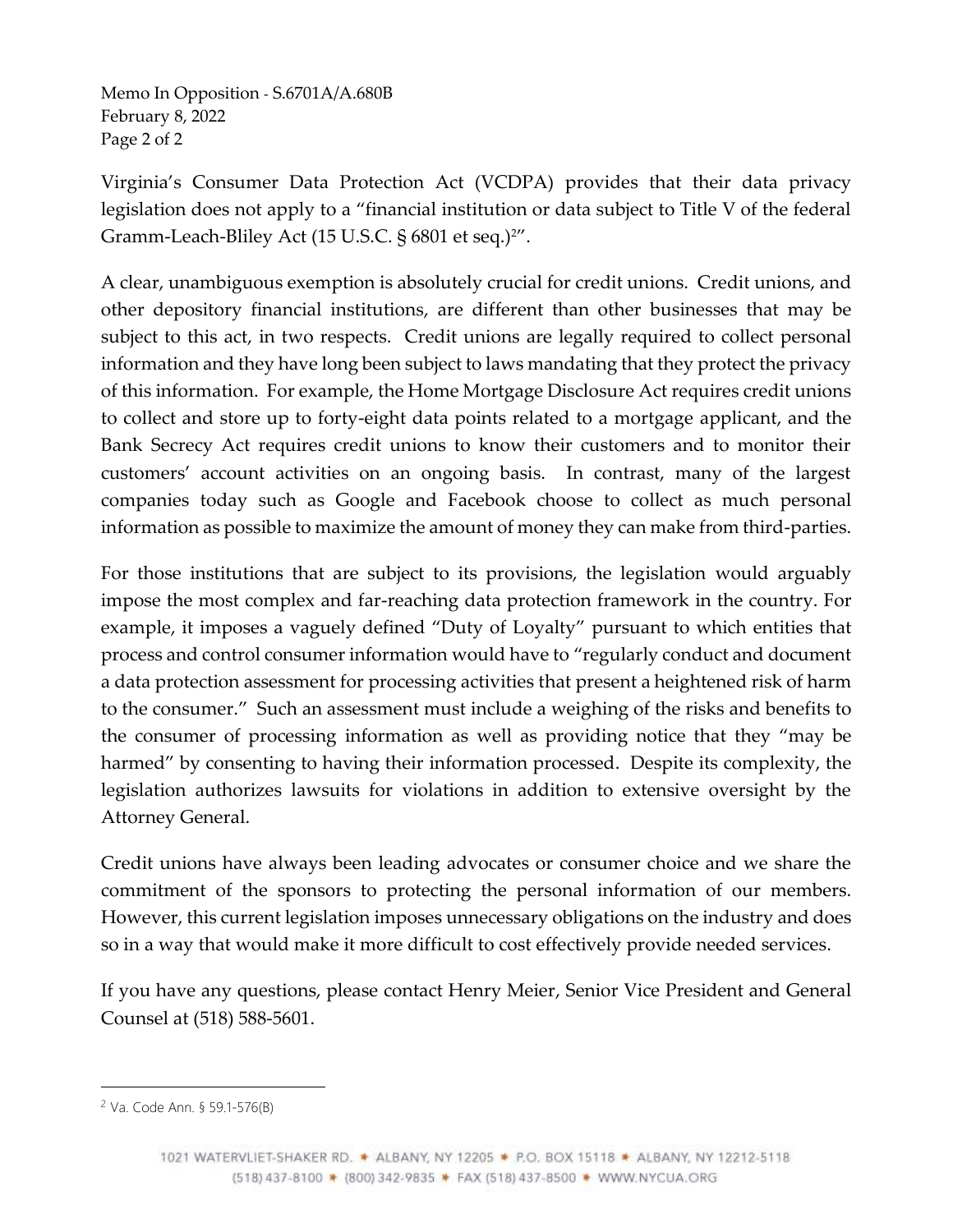Virginia's Consumer Data Protection Act (VCDPA) provides that their data privacy legislation does not apply to a "financial institution or data subject to Title V of the federal Gramm-Leach-Bliley Act (15 U.S.C. § 6801 et seq.)[2]".

A clear, unambiguous exemption is absolutely crucial for credit unions. Credit unions, and other depository financial institutions, are different than other businesses that may be subject to this act, in two respects. Credit unions are legally required to collect personal information and they have long been subject to laws mandating that they protect the privacy of this information. For example, the Home Mortgage Disclosure Act requires credit unions to collect and store up to forty-eight data points related to a mortgage applicant, and the Bank Secrecy Act requires credit unions to know their customers and to monitor their customers' account activities on an ongoing basis. In contrast, many of the largest companies today such as Google and Facebook choose to collect as much personal information as possible to maximize the amount of money they can make from third-parties.

For those institutions that are subject to its provisions, the legislation would arguably impose the most complex and far-reaching data protection framework in the country. For example, it imposes a vaguely defined "Duty of Loyalty" pursuant to which entities that process and control consumer information would have to "regularly conduct and document a data protection assessment for processing activities that present a heightened risk of harm to the consumer." Such an assessment must include a weighing of the risks and benefits to the consumer of processing information as well as providing notice that they "may be harmed" by consenting to having their information processed. Despite its complexity, the legislation authorizes lawsuits for violations in addition to extensive oversight by the Attorney General.

Credit unions have always been leading advocates or consumer choice and we share the commitment of the sponsors to protecting the personal information of our members. However, this current legislation imposes unnecessary obligations on the industry and does so in a way that would make it more difficult to cost effectively provide needed services.

If you have any questions, please contact Henry Meier, Senior Vice President and General Counsel at (518) 588-5601.

---

[2] Va. Code Ann. § 59.1-576(B)